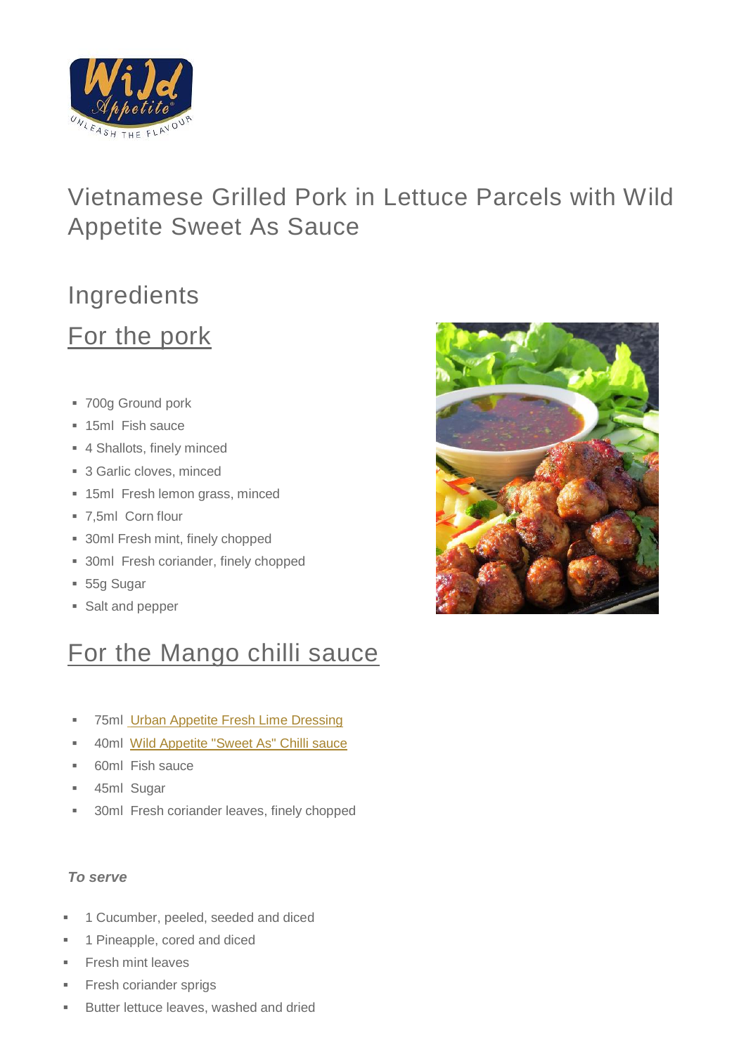# Vietnamese Grilled Pork in Lettuce Parcels with Wild Appetite Sweet As Sauce

## Ingredients

### For the pork

- 700g Ground pork
- 15ml Fish sauce
- 4 Shallots, finely minced
- 3 Garlic cloves, minced
- 15ml Fresh lemon grass, minced
- 7,5ml Corn flour
- 30ml Fresh mint, finely chopped
- 30ml Fresh coriander, finely chopped
- 55g Sugar
- Salt and pepper

### For the Mango chilli sauce

- 75ml Urban Appetite Fresh Lime Dressing
- 40ml Wild Appetite "Sweet As" Chilli sauce
- 60ml Fish sauce
- 45ml Sugar
- 30ml Fresh coriander leaves, finely chopped

***To serve***

- 1 Cucumber, peeled, seeded and diced
- 1 Pineapple, cored and diced
- Fresh mint leaves
- Fresh coriander sprigs
- Butter lettuce leaves, washed and dried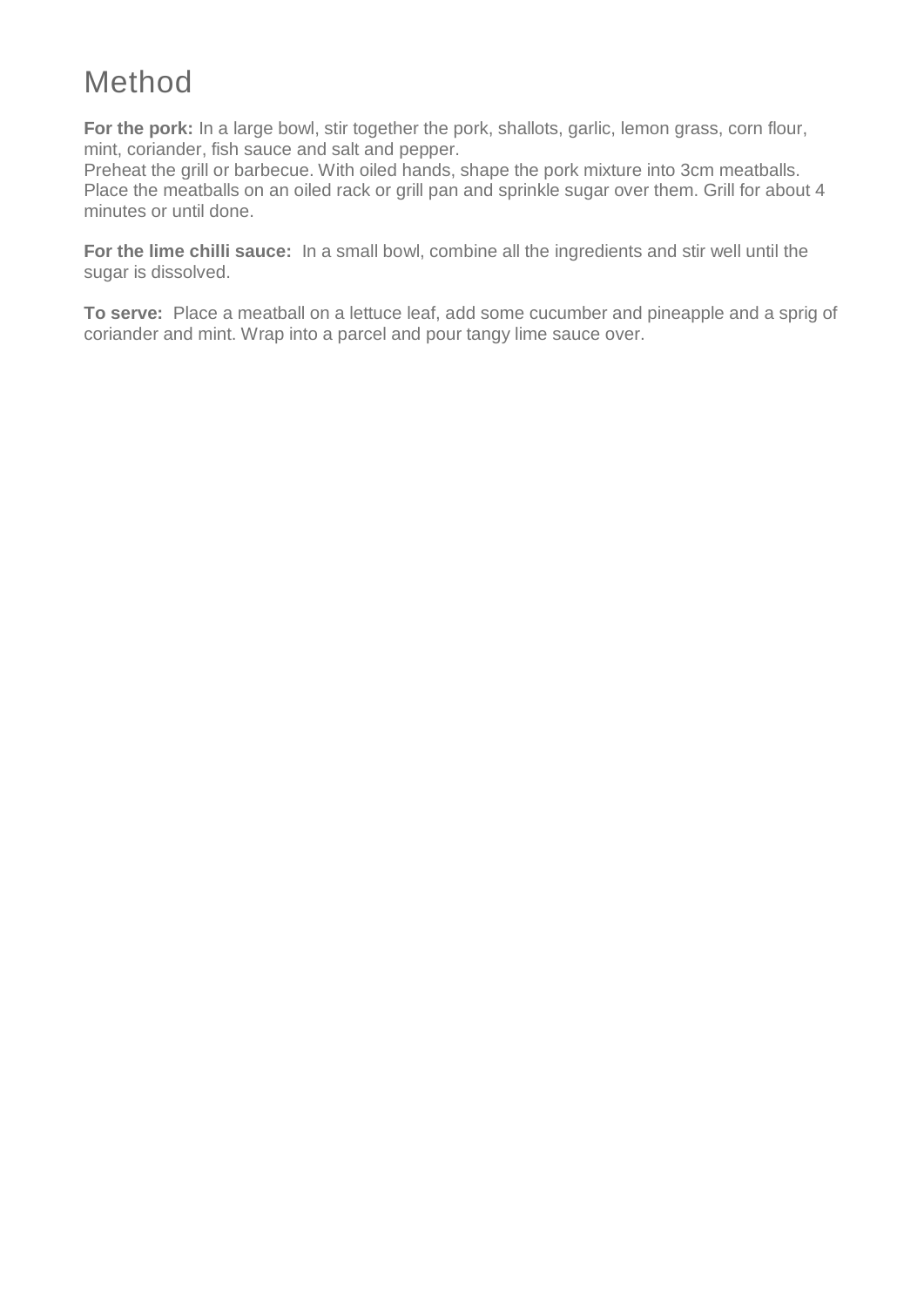# Method

**For the pork:** In a large bowl, stir together the pork, shallots, garlic, lemon grass, corn flour, mint, coriander, fish sauce and salt and pepper.
Preheat the grill or barbecue. With oiled hands, shape the pork mixture into 3cm meatballs. Place the meatballs on an oiled rack or grill pan and sprinkle sugar over them. Grill for about 4 minutes or until done.

**For the lime chilli sauce:** In a small bowl, combine all the ingredients and stir well until the sugar is dissolved.

**To serve:** Place a meatball on a lettuce leaf, add some cucumber and pineapple and a sprig of coriander and mint. Wrap into a parcel and pour tangy lime sauce over.